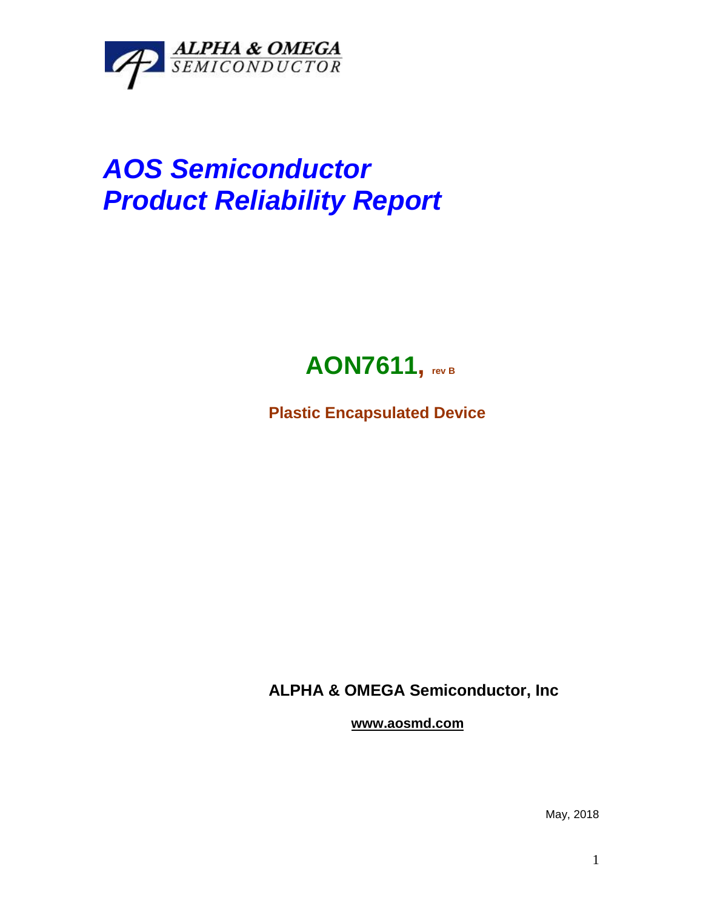ALPHA & OMEGA
SEMICONDUCTOR

# AOS Semiconductor
# Product Reliability Report

## AON7611, rev B

**Plastic Encapsulated Device**

**ALPHA & OMEGA Semiconductor, Inc**

**www.aosmd.com**

May, 2018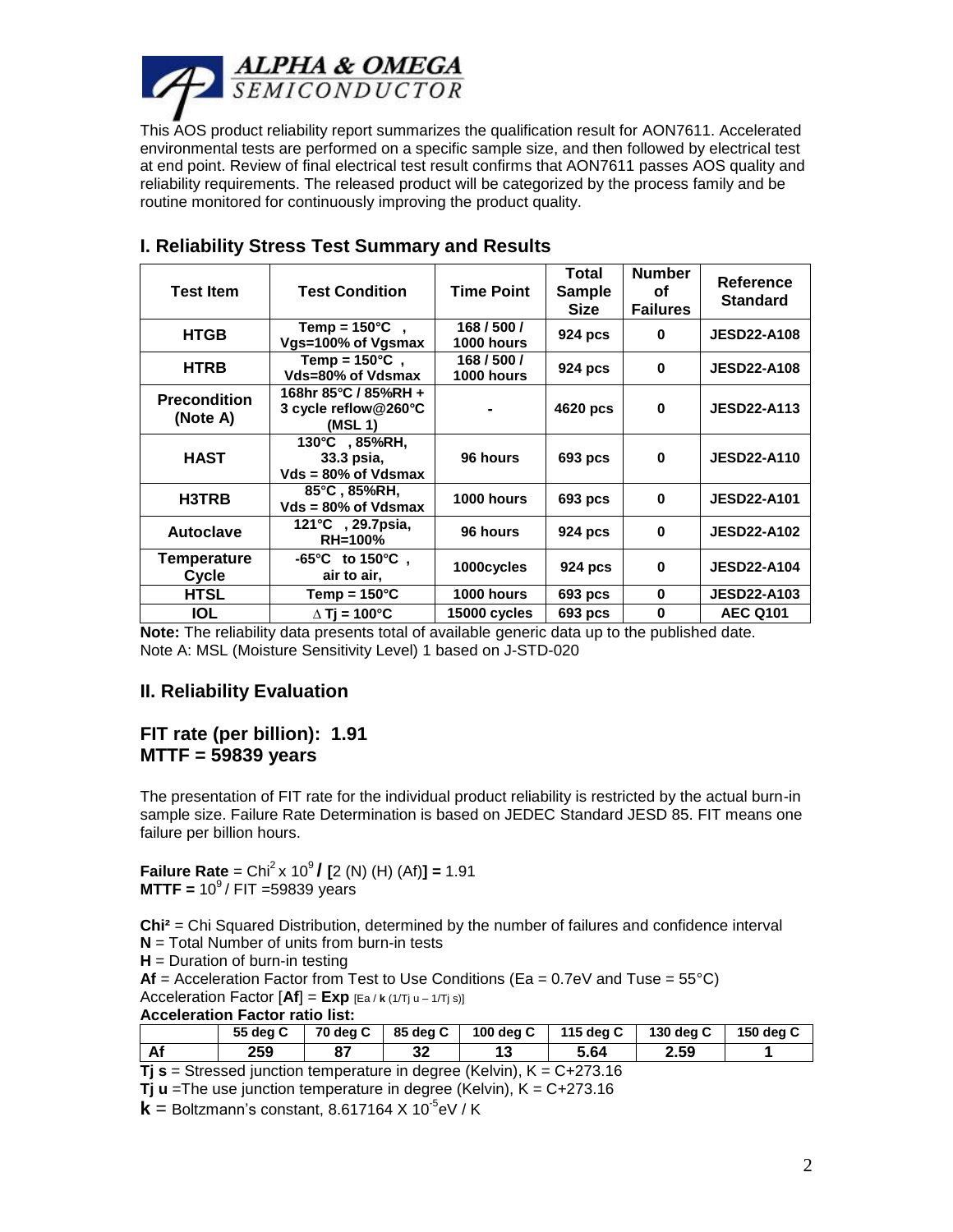This AOS product reliability report summarizes the qualification result for AON7611. Accelerated environmental tests are performed on a specific sample size, and then followed by electrical test at end point. Review of final electrical test result confirms that AON7611 passes AOS quality and reliability requirements. The released product will be categorized by the process family and be routine monitored for continuously improving the product quality.

## I. Reliability Stress Test Summary and Results

| Test Item | Test Condition | Time Point | Total Sample Size | Number of Failures | Reference Standard |
|---|---|---|---|---|---|
| HTGB | Temp = 150°C , Vgs=100% of Vgsmax | 168 / 500 / 1000 hours | 924 pcs | 0 | JESD22-A108 |
| HTRB | Temp = 150°C , Vds=80% of Vdsmax | 168 / 500 / 1000 hours | 924 pcs | 0 | JESD22-A108 |
| Precondition (Note A) | 168hr 85°C / 85%RH + 3 cycle reflow@260°C (MSL 1) | - | 4620 pcs | 0 | JESD22-A113 |
| HAST | 130°C , 85%RH, 33.3 psia, Vds = 80% of Vdsmax | 96 hours | 693 pcs | 0 | JESD22-A110 |
| H3TRB | 85°C , 85%RH, Vds = 80% of Vdsmax | 1000 hours | 693 pcs | 0 | JESD22-A101 |
| Autoclave | 121°C , 29.7psia, RH=100% | 96 hours | 924 pcs | 0 | JESD22-A102 |
| Temperature Cycle | -65°C to 150°C , air to air, | 1000cycles | 924 pcs | 0 | JESD22-A104 |
| HTSL | Temp = 150°C | 1000 hours | 693 pcs | 0 | JESD22-A103 |
| IOL | $\Delta$ Tj = 100°C | 15000 cycles | 693 pcs | 0 | AEC Q101 |

**Note:** The reliability data presents total of available generic data up to the published date.
Note A: MSL (Moisture Sensitivity Level) 1 based on J-STD-020

## II. Reliability Evaluation

### FIT rate (per billion): 1.91
### MTTF = 59839 years

The presentation of FIT rate for the individual product reliability is restricted by the actual burn-in sample size. Failure Rate Determination is based on JEDEC Standard JESD 85. FIT means one failure per billion hours.

**Failure Rate** = $Chi^2 \times 10^9$ **/ [**2 (N) (H) (Af)**] =** 1.91
**MTTF =** $10^9$ / FIT =59839 years

**Chi²** = Chi Squared Distribution, determined by the number of failures and confidence interval
**N** = Total Number of units from burn-in tests
**H** = Duration of burn-in testing
**Af** = Acceleration Factor from Test to Use Conditions (Ea = 0.7eV and Tuse = 55°C)
Acceleration Factor [**Af**] = **Exp** [Ea / **k** (1/Tj u – 1/Tj s)]

**Acceleration Factor ratio list:**

| | 55 deg C | 70 deg C | 85 deg C | 100 deg C | 115 deg C | 130 deg C | 150 deg C |
|---|---|---|---|---|---|---|---|
| Af | 259 | 87 | 32 | 13 | 5.64 | 2.59 | 1 |

**Tj s** = Stressed junction temperature in degree (Kelvin), K = C+273.16
**Tj u** =The use junction temperature in degree (Kelvin), K = C+273.16
**k** = Boltzmann's constant, 8.617164 X $10^{-5}$eV / K